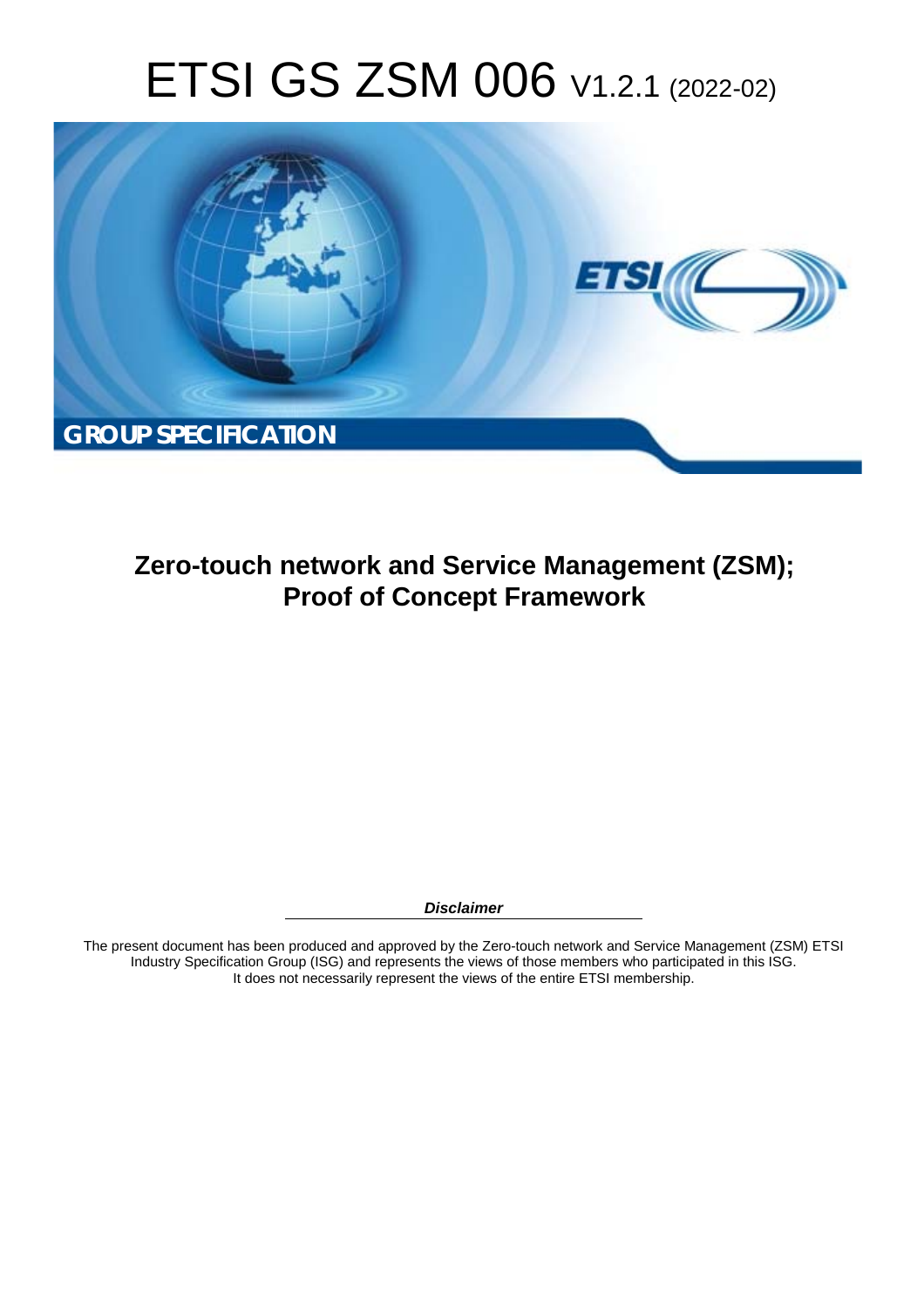# ETSI GS ZSM 006 V1.2.1 (2022-02)

**GROUP SPECIFICATION**

## Zero-touch network and Service Management (ZSM); Proof of Concept Framework

***Disclaimer***

The present document has been produced and approved by the Zero-touch network and Service Management (ZSM) ETSI Industry Specification Group (ISG) and represents the views of those members who participated in this ISG. It does not necessarily represent the views of the entire ETSI membership.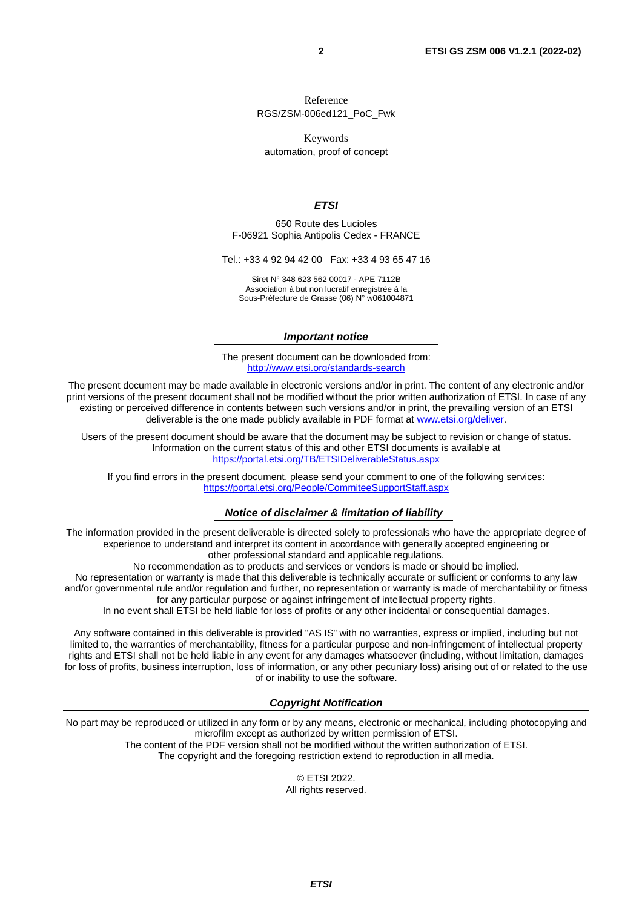Reference

RGS/ZSM-006ed121_PoC_Fwk

Keywords

automation, proof of concept

***ETSI***

650 Route des Lucioles
F-06921 Sophia Antipolis Cedex - FRANCE

Tel.: +33 4 92 94 42 00 Fax: +33 4 93 65 47 16

Siret N° 348 623 562 00017 - APE 7112B
Association à but non lucratif enregistrée à la
Sous-Préfecture de Grasse (06) N° w061004871

***Important notice***

The present document can be downloaded from:
http://www.etsi.org/standards-search

The present document may be made available in electronic versions and/or in print. The content of any electronic and/or print versions of the present document shall not be modified without the prior written authorization of ETSI. In case of any existing or perceived difference in contents between such versions and/or in print, the prevailing version of an ETSI deliverable is the one made publicly available in PDF format at www.etsi.org/deliver.

Users of the present document should be aware that the document may be subject to revision or change of status. Information on the current status of this and other ETSI documents is available at
https://portal.etsi.org/TB/ETSIDeliverableStatus.aspx

If you find errors in the present document, please send your comment to one of the following services:
https://portal.etsi.org/People/CommiteeSupportStaff.aspx

***Notice of disclaimer & limitation of liability***

The information provided in the present deliverable is directed solely to professionals who have the appropriate degree of experience to understand and interpret its content in accordance with generally accepted engineering or other professional standard and applicable regulations.
No recommendation as to products and services or vendors is made or should be implied.
No representation or warranty is made that this deliverable is technically accurate or sufficient or conforms to any law and/or governmental rule and/or regulation and further, no representation or warranty is made of merchantability or fitness for any particular purpose or against infringement of intellectual property rights.
In no event shall ETSI be held liable for loss of profits or any other incidental or consequential damages.

Any software contained in this deliverable is provided "AS IS" with no warranties, express or implied, including but not limited to, the warranties of merchantability, fitness for a particular purpose and non-infringement of intellectual property rights and ETSI shall not be held liable in any event for any damages whatsoever (including, without limitation, damages for loss of profits, business interruption, loss of information, or any other pecuniary loss) arising out of or related to the use of or inability to use the software.

***Copyright Notification***

No part may be reproduced or utilized in any form or by any means, electronic or mechanical, including photocopying and microfilm except as authorized by written permission of ETSI.
The content of the PDF version shall not be modified without the written authorization of ETSI.
The copyright and the foregoing restriction extend to reproduction in all media.

© ETSI 2022.
All rights reserved.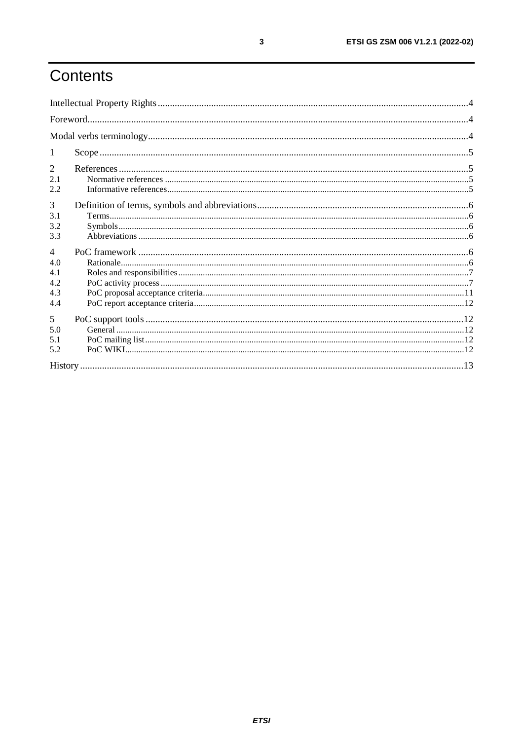# Contents

Intellectual Property Rights....................4

Foreword....................4

Modal verbs terminology....................4

1 Scope....................5

2 References....................5

2.1 Normative references....................5

2.2 Informative references....................5

3 Definition of terms, symbols and abbreviations....................6

3.1 Terms....................6

3.2 Symbols....................6

3.3 Abbreviations....................6

4 PoC framework....................6

4.0 Rationale....................6

4.1 Roles and responsibilities....................7

4.2 PoC activity process....................7

4.3 PoC proposal acceptance criteria....................11

4.4 PoC report acceptance criteria....................12

5 PoC support tools....................12

5.0 General....................12

5.1 PoC mailing list....................12

5.2 PoC WIKI....................12

History....................13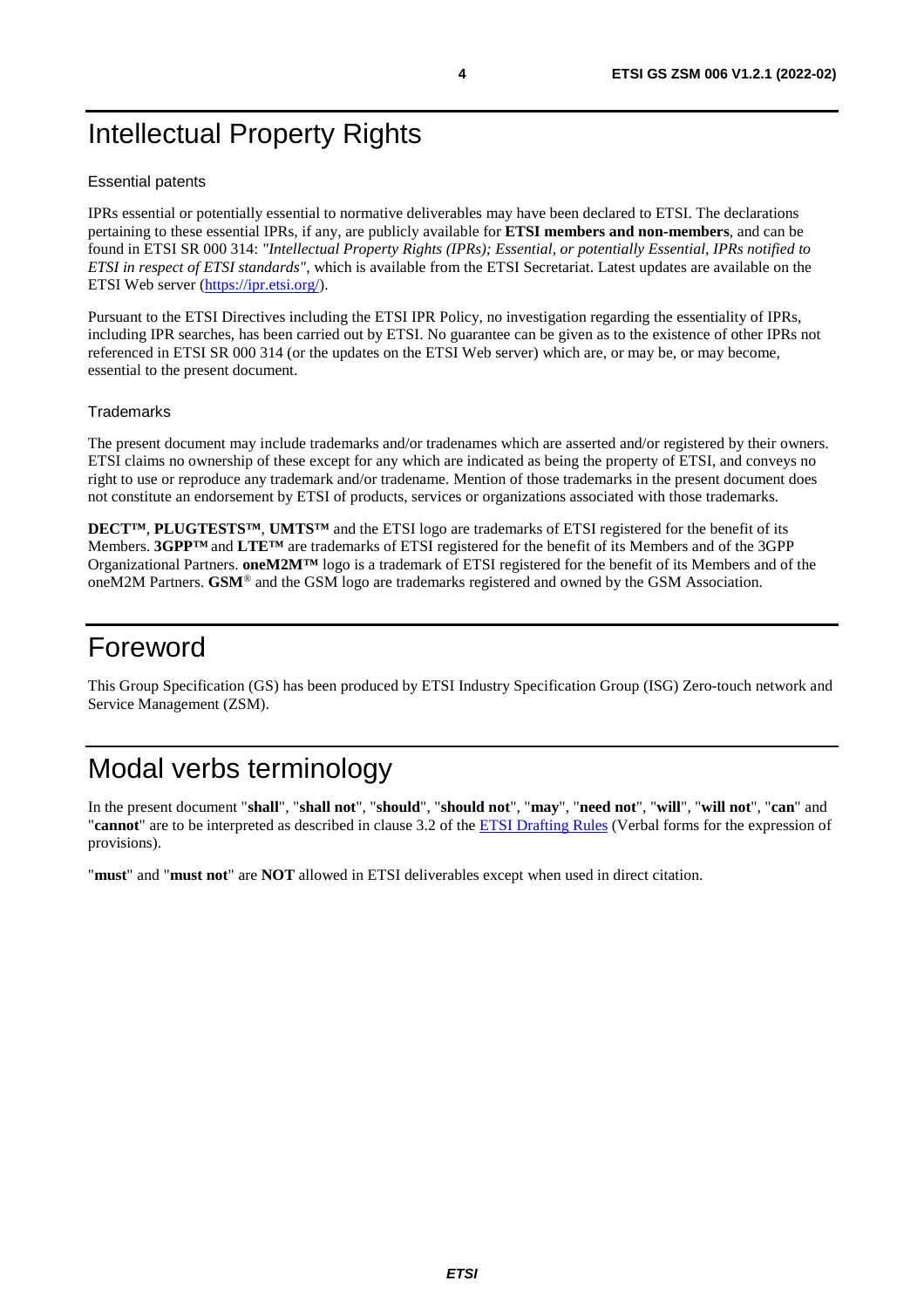# Intellectual Property Rights

### Essential patents

IPRs essential or potentially essential to normative deliverables may have been declared to ETSI. The declarations pertaining to these essential IPRs, if any, are publicly available for **ETSI members and non-members**, and can be found in ETSI SR 000 314: *"Intellectual Property Rights (IPRs); Essential, or potentially Essential, IPRs notified to ETSI in respect of ETSI standards"*, which is available from the ETSI Secretariat. Latest updates are available on the ETSI Web server (https://ipr.etsi.org/).

Pursuant to the ETSI Directives including the ETSI IPR Policy, no investigation regarding the essentiality of IPRs, including IPR searches, has been carried out by ETSI. No guarantee can be given as to the existence of other IPRs not referenced in ETSI SR 000 314 (or the updates on the ETSI Web server) which are, or may be, or may become, essential to the present document.

### Trademarks

The present document may include trademarks and/or tradenames which are asserted and/or registered by their owners. ETSI claims no ownership of these except for any which are indicated as being the property of ETSI, and conveys no right to use or reproduce any trademark and/or tradename. Mention of those trademarks in the present document does not constitute an endorsement by ETSI of products, services or organizations associated with those trademarks.

**DECT™**, **PLUGTESTS™**, **UMTS™** and the ETSI logo are trademarks of ETSI registered for the benefit of its Members. **3GPP™** and **LTE™** are trademarks of ETSI registered for the benefit of its Members and of the 3GPP Organizational Partners. **oneM2M™** logo is a trademark of ETSI registered for the benefit of its Members and of the oneM2M Partners. **GSM**® and the GSM logo are trademarks registered and owned by the GSM Association.

# Foreword

This Group Specification (GS) has been produced by ETSI Industry Specification Group (ISG) Zero-touch network and Service Management (ZSM).

# Modal verbs terminology

In the present document "**shall**", "**shall not**", "**should**", "**should not**", "**may**", "**need not**", "**will**", "**will not**", "**can**" and "**cannot**" are to be interpreted as described in clause 3.2 of the ETSI Drafting Rules (Verbal forms for the expression of provisions).

"**must**" and "**must not**" are **NOT** allowed in ETSI deliverables except when used in direct citation.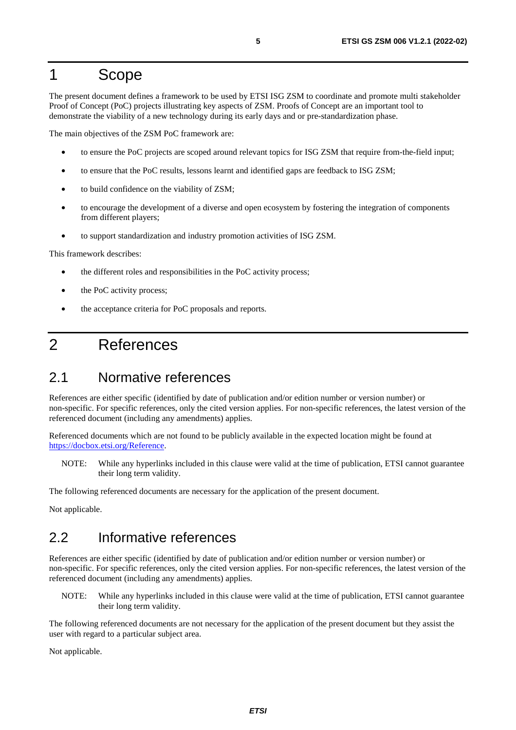# 1 Scope

The present document defines a framework to be used by ETSI ISG ZSM to coordinate and promote multi stakeholder Proof of Concept (PoC) projects illustrating key aspects of ZSM. Proofs of Concept are an important tool to demonstrate the viability of a new technology during its early days and or pre-standardization phase.

The main objectives of the ZSM PoC framework are:

- to ensure the PoC projects are scoped around relevant topics for ISG ZSM that require from-the-field input;
- to ensure that the PoC results, lessons learnt and identified gaps are feedback to ISG ZSM;
- to build confidence on the viability of ZSM;
- to encourage the development of a diverse and open ecosystem by fostering the integration of components from different players;
- to support standardization and industry promotion activities of ISG ZSM.

This framework describes:

- the different roles and responsibilities in the PoC activity process;
- the PoC activity process;
- the acceptance criteria for PoC proposals and reports.

# 2 References

## 2.1 Normative references

References are either specific (identified by date of publication and/or edition number or version number) or non-specific. For specific references, only the cited version applies. For non-specific references, the latest version of the referenced document (including any amendments) applies.

Referenced documents which are not found to be publicly available in the expected location might be found at https://docbox.etsi.org/Reference.

NOTE: While any hyperlinks included in this clause were valid at the time of publication, ETSI cannot guarantee their long term validity.

The following referenced documents are necessary for the application of the present document.

Not applicable.

## 2.2 Informative references

References are either specific (identified by date of publication and/or edition number or version number) or non-specific. For specific references, only the cited version applies. For non-specific references, the latest version of the referenced document (including any amendments) applies.

NOTE: While any hyperlinks included in this clause were valid at the time of publication, ETSI cannot guarantee their long term validity.

The following referenced documents are not necessary for the application of the present document but they assist the user with regard to a particular subject area.

Not applicable.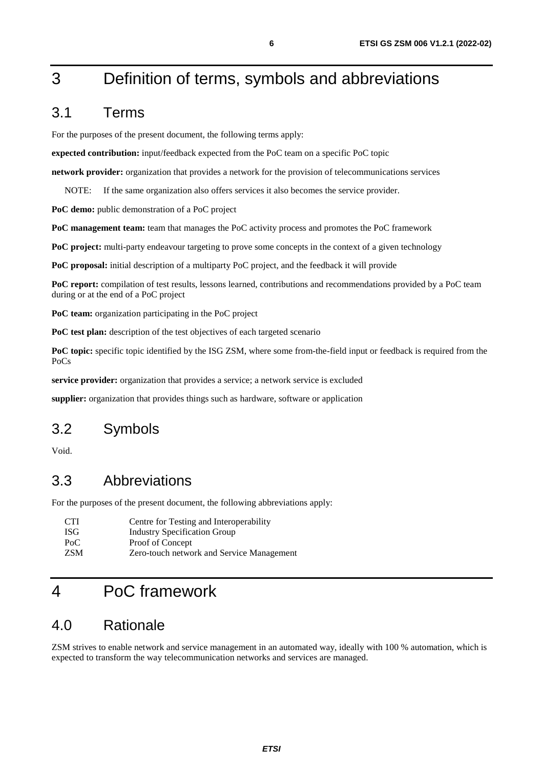# 3 Definition of terms, symbols and abbreviations

## 3.1 Terms

For the purposes of the present document, the following terms apply:

**expected contribution:** input/feedback expected from the PoC team on a specific PoC topic

**network provider:** organization that provides a network for the provision of telecommunications services

NOTE: If the same organization also offers services it also becomes the service provider.

**PoC demo:** public demonstration of a PoC project

**PoC management team:** team that manages the PoC activity process and promotes the PoC framework

**PoC project:** multi-party endeavour targeting to prove some concepts in the context of a given technology

**PoC proposal:** initial description of a multiparty PoC project, and the feedback it will provide

**PoC report:** compilation of test results, lessons learned, contributions and recommendations provided by a PoC team during or at the end of a PoC project

**PoC team:** organization participating in the PoC project

**PoC test plan:** description of the test objectives of each targeted scenario

**PoC topic:** specific topic identified by the ISG ZSM, where some from-the-field input or feedback is required from the PoCs

**service provider:** organization that provides a service; a network service is excluded

**supplier:** organization that provides things such as hardware, software or application

## 3.2 Symbols

Void.

## 3.3 Abbreviations

For the purposes of the present document, the following abbreviations apply:

| | |
|---|---|
| CTI | Centre for Testing and Interoperability |
| ISG | Industry Specification Group |
| PoC | Proof of Concept |
| ZSM | Zero-touch network and Service Management |

# 4 PoC framework

## 4.0 Rationale

ZSM strives to enable network and service management in an automated way, ideally with 100 % automation, which is expected to transform the way telecommunication networks and services are managed.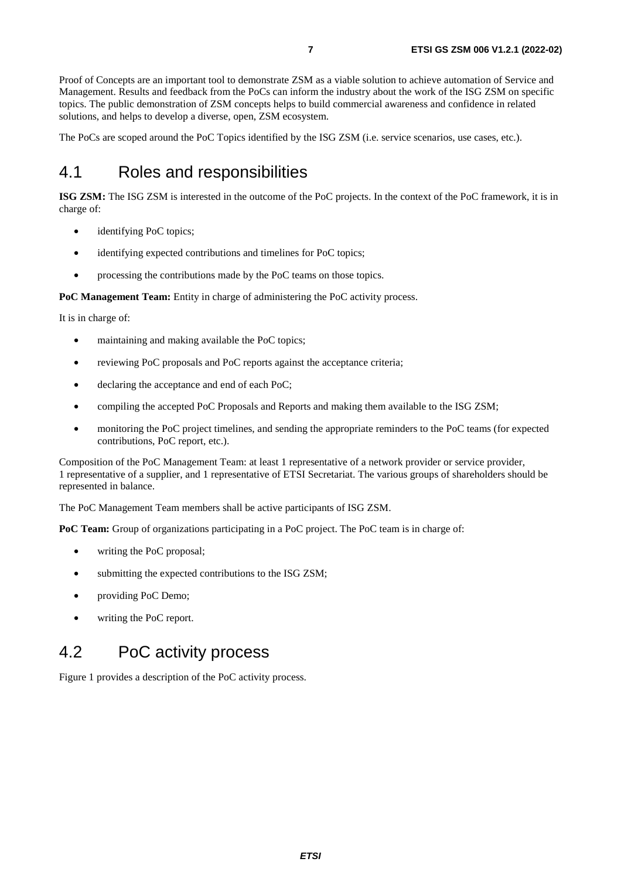Proof of Concepts are an important tool to demonstrate ZSM as a viable solution to achieve automation of Service and Management. Results and feedback from the PoCs can inform the industry about the work of the ISG ZSM on specific topics. The public demonstration of ZSM concepts helps to build commercial awareness and confidence in related solutions, and helps to develop a diverse, open, ZSM ecosystem.

The PoCs are scoped around the PoC Topics identified by the ISG ZSM (i.e. service scenarios, use cases, etc.).

## 4.1 Roles and responsibilities

**ISG ZSM:** The ISG ZSM is interested in the outcome of the PoC projects. In the context of the PoC framework, it is in charge of:

- identifying PoC topics;
- identifying expected contributions and timelines for PoC topics;
- processing the contributions made by the PoC teams on those topics.

**PoC Management Team:** Entity in charge of administering the PoC activity process.

It is in charge of:

- maintaining and making available the PoC topics;
- reviewing PoC proposals and PoC reports against the acceptance criteria;
- declaring the acceptance and end of each PoC;
- compiling the accepted PoC Proposals and Reports and making them available to the ISG ZSM;
- monitoring the PoC project timelines, and sending the appropriate reminders to the PoC teams (for expected contributions, PoC report, etc.).

Composition of the PoC Management Team: at least 1 representative of a network provider or service provider, 1 representative of a supplier, and 1 representative of ETSI Secretariat. The various groups of shareholders should be represented in balance.

The PoC Management Team members shall be active participants of ISG ZSM.

**PoC Team:** Group of organizations participating in a PoC project. The PoC team is in charge of:

- writing the PoC proposal;
- submitting the expected contributions to the ISG ZSM;
- providing PoC Demo;
- writing the PoC report.

## 4.2 PoC activity process

Figure 1 provides a description of the PoC activity process.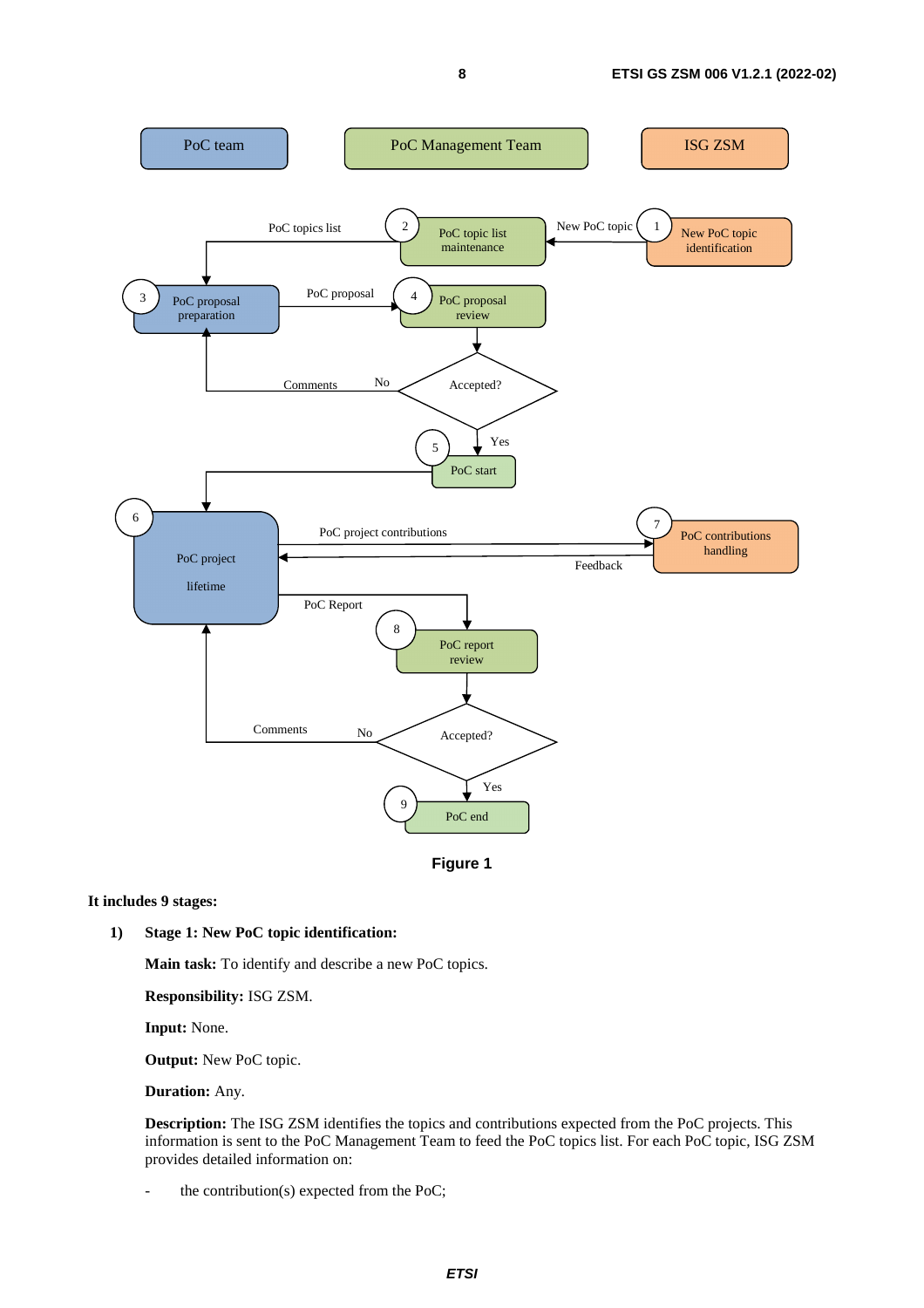Figure 1

**It includes 9 stages:**

1) **Stage 1: New PoC topic identification:**

**Main task:** To identify and describe a new PoC topics.

**Responsibility:** ISG ZSM.

**Input:** None.

**Output:** New PoC topic.

**Duration:** Any.

**Description:** The ISG ZSM identifies the topics and contributions expected from the PoC projects. This information is sent to the PoC Management Team to feed the PoC topics list. For each PoC topic, ISG ZSM provides detailed information on:

- the contribution(s) expected from the PoC;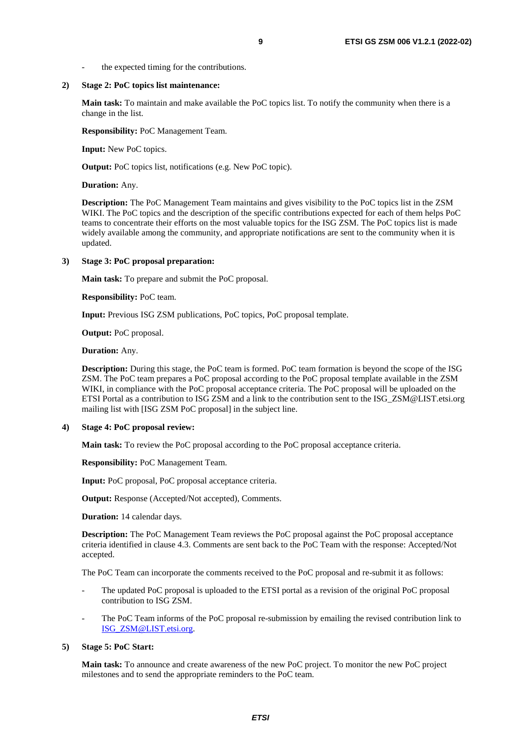- the expected timing for the contributions.

2) **Stage 2: PoC topics list maintenance:**

   **Main task:** To maintain and make available the PoC topics list. To notify the community when there is a change in the list.

   **Responsibility:** PoC Management Team.

   **Input:** New PoC topics.

   **Output:** PoC topics list, notifications (e.g. New PoC topic).

   **Duration:** Any.

   **Description:** The PoC Management Team maintains and gives visibility to the PoC topics list in the ZSM WIKI. The PoC topics and the description of the specific contributions expected for each of them helps PoC teams to concentrate their efforts on the most valuable topics for the ISG ZSM. The PoC topics list is made widely available among the community, and appropriate notifications are sent to the community when it is updated.

3) **Stage 3: PoC proposal preparation:**

   **Main task:** To prepare and submit the PoC proposal.

   **Responsibility:** PoC team.

   **Input:** Previous ISG ZSM publications, PoC topics, PoC proposal template.

   **Output:** PoC proposal.

   **Duration:** Any.

   **Description:** During this stage, the PoC team is formed. PoC team formation is beyond the scope of the ISG ZSM. The PoC team prepares a PoC proposal according to the PoC proposal template available in the ZSM WIKI, in compliance with the PoC proposal acceptance criteria. The PoC proposal will be uploaded on the ETSI Portal as a contribution to ISG ZSM and a link to the contribution sent to the ISG_ZSM@LIST.etsi.org mailing list with [ISG ZSM PoC proposal] in the subject line.

4) **Stage 4: PoC proposal review:**

   **Main task:** To review the PoC proposal according to the PoC proposal acceptance criteria.

   **Responsibility:** PoC Management Team.

   **Input:** PoC proposal, PoC proposal acceptance criteria.

   **Output:** Response (Accepted/Not accepted), Comments.

   **Duration:** 14 calendar days.

   **Description:** The PoC Management Team reviews the PoC proposal against the PoC proposal acceptance criteria identified in clause 4.3. Comments are sent back to the PoC Team with the response: Accepted/Not accepted.

   The PoC Team can incorporate the comments received to the PoC proposal and re-submit it as follows:

   - The updated PoC proposal is uploaded to the ETSI portal as a revision of the original PoC proposal contribution to ISG ZSM.

   - The PoC Team informs of the PoC proposal re-submission by emailing the revised contribution link to ISG_ZSM@LIST.etsi.org.

5) **Stage 5: PoC Start:**

   **Main task:** To announce and create awareness of the new PoC project. To monitor the new PoC project milestones and to send the appropriate reminders to the PoC team.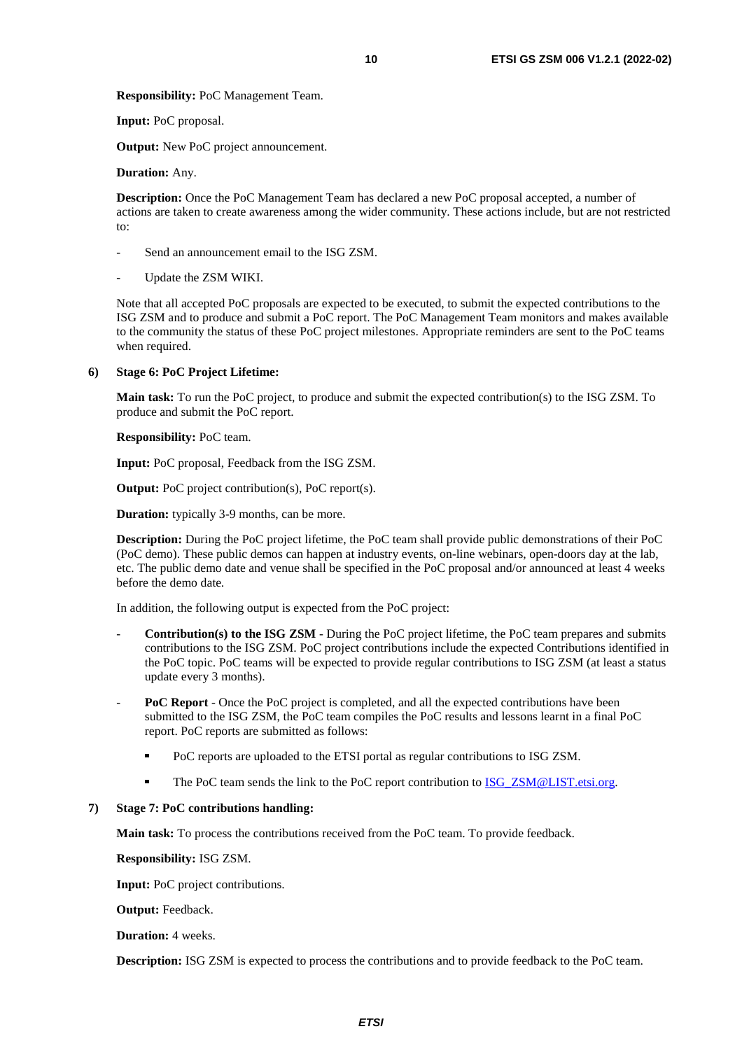**Responsibility:** PoC Management Team.

**Input:** PoC proposal.

**Output:** New PoC project announcement.

**Duration:** Any.

**Description:** Once the PoC Management Team has declared a new PoC proposal accepted, a number of actions are taken to create awareness among the wider community. These actions include, but are not restricted to:

- Send an announcement email to the ISG ZSM.
- Update the ZSM WIKI.

Note that all accepted PoC proposals are expected to be executed, to submit the expected contributions to the ISG ZSM and to produce and submit a PoC report. The PoC Management Team monitors and makes available to the community the status of these PoC project milestones. Appropriate reminders are sent to the PoC teams when required.

6) **Stage 6: PoC Project Lifetime:**

**Main task:** To run the PoC project, to produce and submit the expected contribution(s) to the ISG ZSM. To produce and submit the PoC report.

**Responsibility:** PoC team.

**Input:** PoC proposal, Feedback from the ISG ZSM.

**Output:** PoC project contribution(s), PoC report(s).

**Duration:** typically 3-9 months, can be more.

**Description:** During the PoC project lifetime, the PoC team shall provide public demonstrations of their PoC (PoC demo). These public demos can happen at industry events, on-line webinars, open-doors day at the lab, etc. The public demo date and venue shall be specified in the PoC proposal and/or announced at least 4 weeks before the demo date.

In addition, the following output is expected from the PoC project:

- **Contribution(s) to the ISG ZSM** - During the PoC project lifetime, the PoC team prepares and submits contributions to the ISG ZSM. PoC project contributions include the expected Contributions identified in the PoC topic. PoC teams will be expected to provide regular contributions to ISG ZSM (at least a status update every 3 months).
- **PoC Report** - Once the PoC project is completed, and all the expected contributions have been submitted to the ISG ZSM, the PoC team compiles the PoC results and lessons learnt in a final PoC report. PoC reports are submitted as follows:
    - PoC reports are uploaded to the ETSI portal as regular contributions to ISG ZSM.
    - The PoC team sends the link to the PoC report contribution to [ISG_ZSM@LIST.etsi.org](mailto:ISG_ZSM@LIST.etsi.org).

7) **Stage 7: PoC contributions handling:**

**Main task:** To process the contributions received from the PoC team. To provide feedback.

**Responsibility:** ISG ZSM.

**Input:** PoC project contributions.

**Output:** Feedback.

**Duration:** 4 weeks.

**Description:** ISG ZSM is expected to process the contributions and to provide feedback to the PoC team.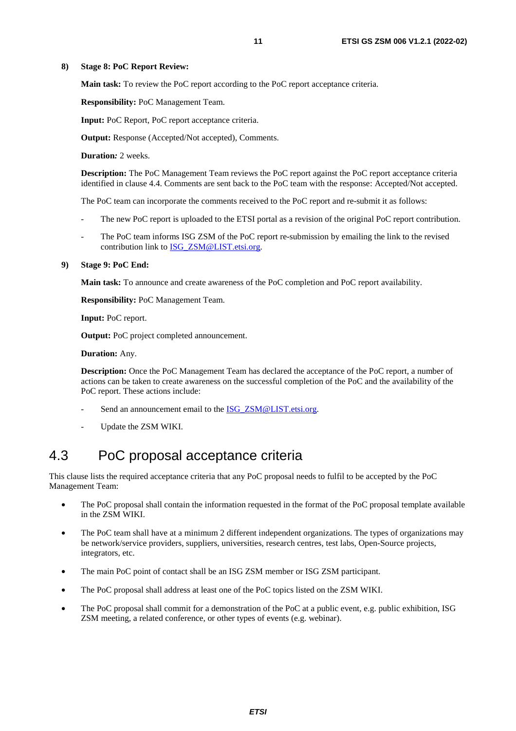8) **Stage 8: PoC Report Review:**

 **Main task:** To review the PoC report according to the PoC report acceptance criteria.

 **Responsibility:** PoC Management Team.

 **Input:** PoC Report, PoC report acceptance criteria.

 **Output:** Response (Accepted/Not accepted), Comments.

 **Duration:** 2 weeks.

 **Description:** The PoC Management Team reviews the PoC report against the PoC report acceptance criteria identified in clause 4.4. Comments are sent back to the PoC team with the response: Accepted/Not accepted.

 The PoC team can incorporate the comments received to the PoC report and re-submit it as follows:

 - The new PoC report is uploaded to the ETSI portal as a revision of the original PoC report contribution.
 - The PoC team informs ISG ZSM of the PoC report re-submission by emailing the link to the revised contribution link to ISG_ZSM@LIST.etsi.org.

9) **Stage 9: PoC End:**

 **Main task:** To announce and create awareness of the PoC completion and PoC report availability.

 **Responsibility:** PoC Management Team.

 **Input:** PoC report.

 **Output:** PoC project completed announcement.

 **Duration:** Any.

 **Description:** Once the PoC Management Team has declared the acceptance of the PoC report, a number of actions can be taken to create awareness on the successful completion of the PoC and the availability of the PoC report. These actions include:

 - Send an announcement email to the ISG_ZSM@LIST.etsi.org.
 - Update the ZSM WIKI.

## 4.3 PoC proposal acceptance criteria

This clause lists the required acceptance criteria that any PoC proposal needs to fulfil to be accepted by the PoC Management Team:

- The PoC proposal shall contain the information requested in the format of the PoC proposal template available in the ZSM WIKI.
- The PoC team shall have at a minimum 2 different independent organizations. The types of organizations may be network/service providers, suppliers, universities, research centres, test labs, Open-Source projects, integrators, etc.
- The main PoC point of contact shall be an ISG ZSM member or ISG ZSM participant.
- The PoC proposal shall address at least one of the PoC topics listed on the ZSM WIKI.
- The PoC proposal shall commit for a demonstration of the PoC at a public event, e.g. public exhibition, ISG ZSM meeting, a related conference, or other types of events (e.g. webinar).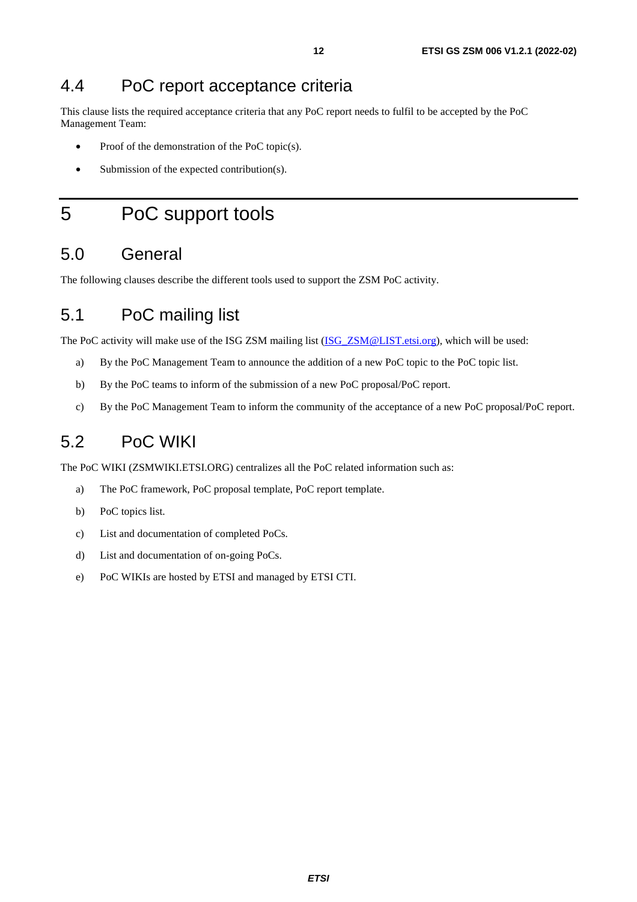## 4.4 PoC report acceptance criteria

This clause lists the required acceptance criteria that any PoC report needs to fulfil to be accepted by the PoC Management Team:

- Proof of the demonstration of the PoC topic(s).
- Submission of the expected contribution(s).

# 5 PoC support tools

## 5.0 General

The following clauses describe the different tools used to support the ZSM PoC activity.

## 5.1 PoC mailing list

The PoC activity will make use of the ISG ZSM mailing list (ISG_ZSM@LIST.etsi.org), which will be used:

a) By the PoC Management Team to announce the addition of a new PoC topic to the PoC topic list.

b) By the PoC teams to inform of the submission of a new PoC proposal/PoC report.

c) By the PoC Management Team to inform the community of the acceptance of a new PoC proposal/PoC report.

## 5.2 PoC WIKI

The PoC WIKI (ZSMWIKI.ETSI.ORG) centralizes all the PoC related information such as:

a) The PoC framework, PoC proposal template, PoC report template.

b) PoC topics list.

c) List and documentation of completed PoCs.

d) List and documentation of on-going PoCs.

e) PoC WIKIs are hosted by ETSI and managed by ETSI CTI.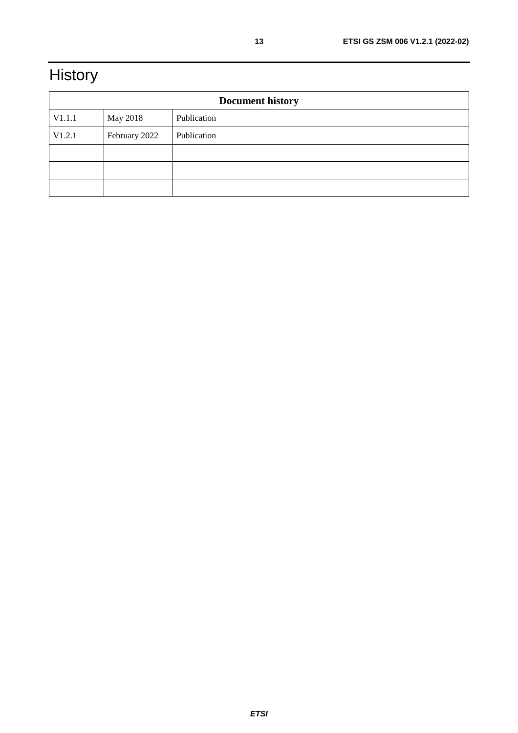# History

| Document history | | |
|---|---|---|
| V1.1.1 | May 2018 | Publication |
| V1.2.1 | February 2022 | Publication |
| | | |
| | | |
| | | |